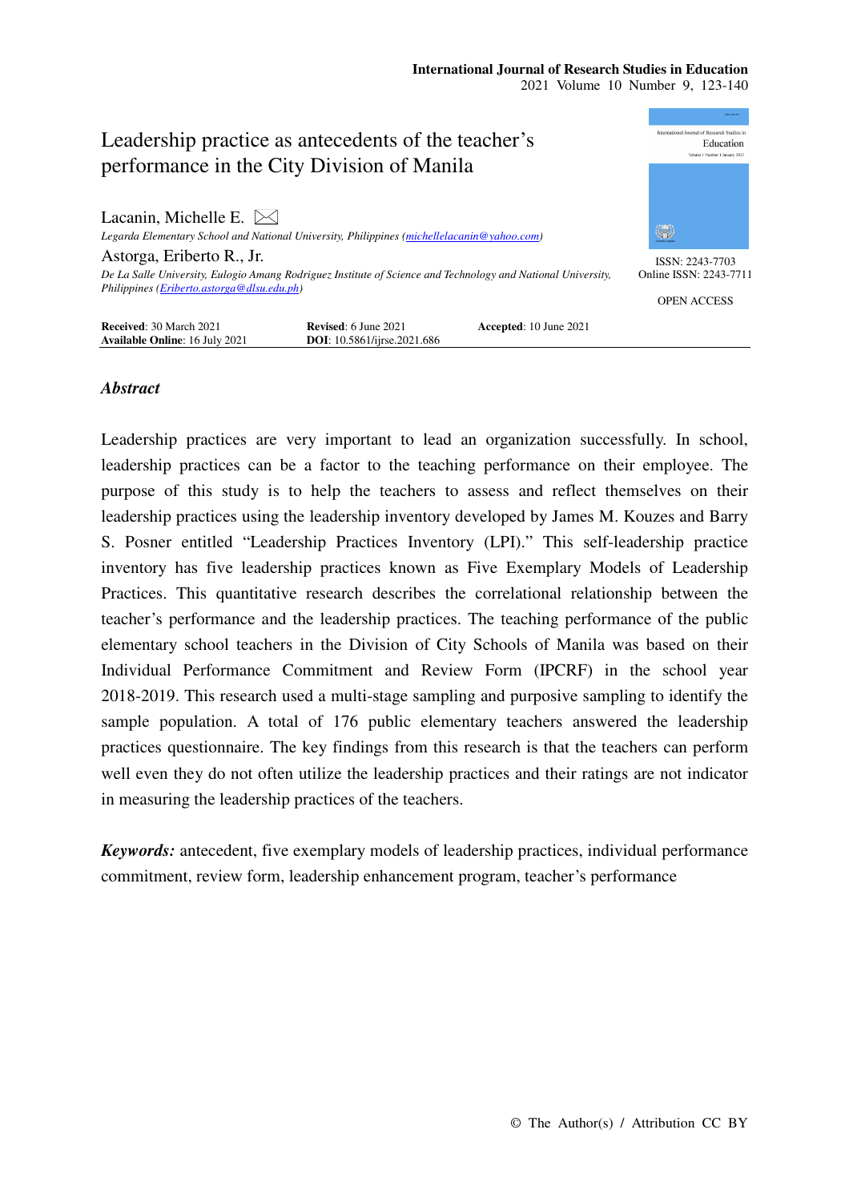# Leadership practice as antecedents of the teacher's performance in the City Division of Manila

Lacanin, Michelle E.

*Legarda Elementary School and National University, Philippines (michellelacanin@yahoo.com)*

Astorga, Eriberto R., Jr.

*De La Salle University, Eulogio Amang Rodriguez Institute of Science and Technology and National University, Philippines (Eriberto.astorga@dlsu.edu.ph)*

ISSN: 2243-7703
Online ISSN: 2243-7711

OPEN ACCESS

**Received**: 30 March 2021 **Revised**: 6 June 2021 **Accepted**: 10 June 2021
**Available Online**: 16 July 2021 **DOI**: 10.5861/ijrse.2021.686

## *Abstract*

Leadership practices are very important to lead an organization successfully. In school, leadership practices can be a factor to the teaching performance on their employee. The purpose of this study is to help the teachers to assess and reflect themselves on their leadership practices using the leadership inventory developed by James M. Kouzes and Barry S. Posner entitled "Leadership Practices Inventory (LPI)." This self-leadership practice inventory has five leadership practices known as Five Exemplary Models of Leadership Practices. This quantitative research describes the correlational relationship between the teacher's performance and the leadership practices. The teaching performance of the public elementary school teachers in the Division of City Schools of Manila was based on their Individual Performance Commitment and Review Form (IPCRF) in the school year 2018-2019. This research used a multi-stage sampling and purposive sampling to identify the sample population. A total of 176 public elementary teachers answered the leadership practices questionnaire. The key findings from this research is that the teachers can perform well even they do not often utilize the leadership practices and their ratings are not indicator in measuring the leadership practices of the teachers.

***Keywords:*** antecedent, five exemplary models of leadership practices, individual performance commitment, review form, leadership enhancement program, teacher's performance

© The Author(s) / Attribution CC BY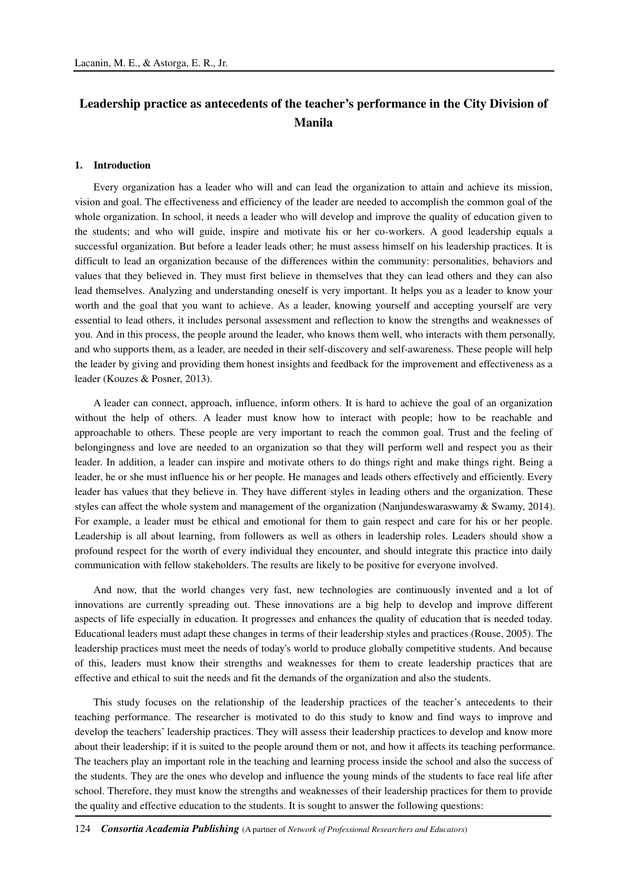# Leadership practice as antecedents of the teacher's performance in the City Division of Manila

## 1. Introduction

Every organization has a leader who will and can lead the organization to attain and achieve its mission, vision and goal. The effectiveness and efficiency of the leader are needed to accomplish the common goal of the whole organization. In school, it needs a leader who will develop and improve the quality of education given to the students; and who will guide, inspire and motivate his or her co-workers. A good leadership equals a successful organization. But before a leader leads other; he must assess himself on his leadership practices. It is difficult to lead an organization because of the differences within the community: personalities, behaviors and values that they believed in. They must first believe in themselves that they can lead others and they can also lead themselves. Analyzing and understanding oneself is very important. It helps you as a leader to know your worth and the goal that you want to achieve. As a leader, knowing yourself and accepting yourself are very essential to lead others, it includes personal assessment and reflection to know the strengths and weaknesses of you. And in this process, the people around the leader, who knows them well, who interacts with them personally, and who supports them, as a leader, are needed in their self-discovery and self-awareness. These people will help the leader by giving and providing them honest insights and feedback for the improvement and effectiveness as a leader (Kouzes & Posner, 2013).

A leader can connect, approach, influence, inform others. It is hard to achieve the goal of an organization without the help of others. A leader must know how to interact with people; how to be reachable and approachable to others. These people are very important to reach the common goal. Trust and the feeling of belongingness and love are needed to an organization so that they will perform well and respect you as their leader. In addition, a leader can inspire and motivate others to do things right and make things right. Being a leader, he or she must influence his or her people. He manages and leads others effectively and efficiently. Every leader has values that they believe in. They have different styles in leading others and the organization. These styles can affect the whole system and management of the organization (Nanjundeswaraswamy & Swamy, 2014). For example, a leader must be ethical and emotional for them to gain respect and care for his or her people. Leadership is all about learning, from followers as well as others in leadership roles. Leaders should show a profound respect for the worth of every individual they encounter, and should integrate this practice into daily communication with fellow stakeholders. The results are likely to be positive for everyone involved.

And now, that the world changes very fast, new technologies are continuously invented and a lot of innovations are currently spreading out. These innovations are a big help to develop and improve different aspects of life especially in education. It progresses and enhances the quality of education that is needed today. Educational leaders must adapt these changes in terms of their leadership styles and practices (Rouse, 2005). The leadership practices must meet the needs of today's world to produce globally competitive students. And because of this, leaders must know their strengths and weaknesses for them to create leadership practices that are effective and ethical to suit the needs and fit the demands of the organization and also the students.

This study focuses on the relationship of the leadership practices of the teacher's antecedents to their teaching performance. The researcher is motivated to do this study to know and find ways to improve and develop the teachers' leadership practices. They will assess their leadership practices to develop and know more about their leadership; if it is suited to the people around them or not, and how it affects its teaching performance. The teachers play an important role in the teaching and learning process inside the school and also the success of the students. They are the ones who develop and influence the young minds of the students to face real life after school. Therefore, they must know the strengths and weaknesses of their leadership practices for them to provide the quality and effective education to the students. It is sought to answer the following questions: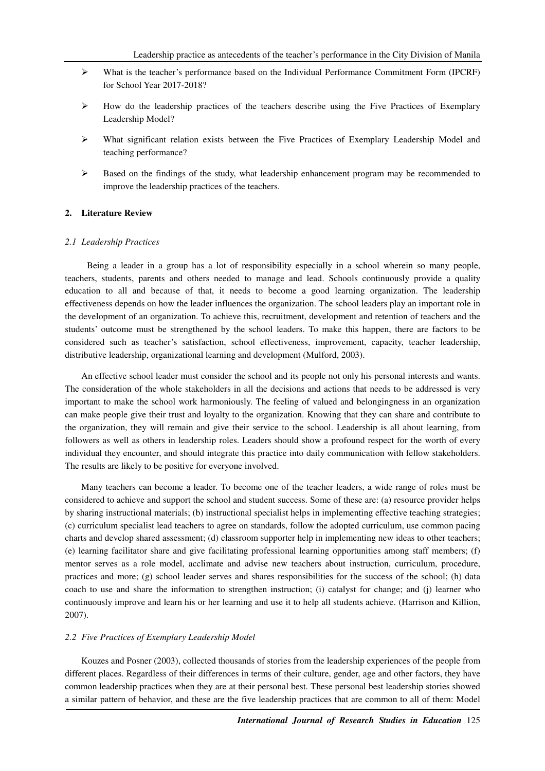- What is the teacher's performance based on the Individual Performance Commitment Form (IPCRF) for School Year 2017-2018?
- How do the leadership practices of the teachers describe using the Five Practices of Exemplary Leadership Model?
- What significant relation exists between the Five Practices of Exemplary Leadership Model and teaching performance?
- Based on the findings of the study, what leadership enhancement program may be recommended to improve the leadership practices of the teachers.

## 2. Literature Review

### *2.1 Leadership Practices*

Being a leader in a group has a lot of responsibility especially in a school wherein so many people, teachers, students, parents and others needed to manage and lead. Schools continuously provide a quality education to all and because of that, it needs to become a good learning organization. The leadership effectiveness depends on how the leader influences the organization. The school leaders play an important role in the development of an organization. To achieve this, recruitment, development and retention of teachers and the students' outcome must be strengthened by the school leaders. To make this happen, there are factors to be considered such as teacher's satisfaction, school effectiveness, improvement, capacity, teacher leadership, distributive leadership, organizational learning and development (Mulford, 2003).

An effective school leader must consider the school and its people not only his personal interests and wants. The consideration of the whole stakeholders in all the decisions and actions that needs to be addressed is very important to make the school work harmoniously. The feeling of valued and belongingness in an organization can make people give their trust and loyalty to the organization. Knowing that they can share and contribute to the organization, they will remain and give their service to the school. Leadership is all about learning, from followers as well as others in leadership roles. Leaders should show a profound respect for the worth of every individual they encounter, and should integrate this practice into daily communication with fellow stakeholders. The results are likely to be positive for everyone involved.

Many teachers can become a leader. To become one of the teacher leaders, a wide range of roles must be considered to achieve and support the school and student success. Some of these are: (a) resource provider helps by sharing instructional materials; (b) instructional specialist helps in implementing effective teaching strategies; (c) curriculum specialist lead teachers to agree on standards, follow the adopted curriculum, use common pacing charts and develop shared assessment; (d) classroom supporter help in implementing new ideas to other teachers; (e) learning facilitator share and give facilitating professional learning opportunities among staff members; (f) mentor serves as a role model, acclimate and advise new teachers about instruction, curriculum, procedure, practices and more; (g) school leader serves and shares responsibilities for the success of the school; (h) data coach to use and share the information to strengthen instruction; (i) catalyst for change; and (j) learner who continuously improve and learn his or her learning and use it to help all students achieve. (Harrison and Killion, 2007).

### *2.2 Five Practices of Exemplary Leadership Model*

Kouzes and Posner (2003), collected thousands of stories from the leadership experiences of the people from different places. Regardless of their differences in terms of their culture, gender, age and other factors, they have common leadership practices when they are at their personal best. These personal best leadership stories showed a similar pattern of behavior, and these are the five leadership practices that are common to all of them: Model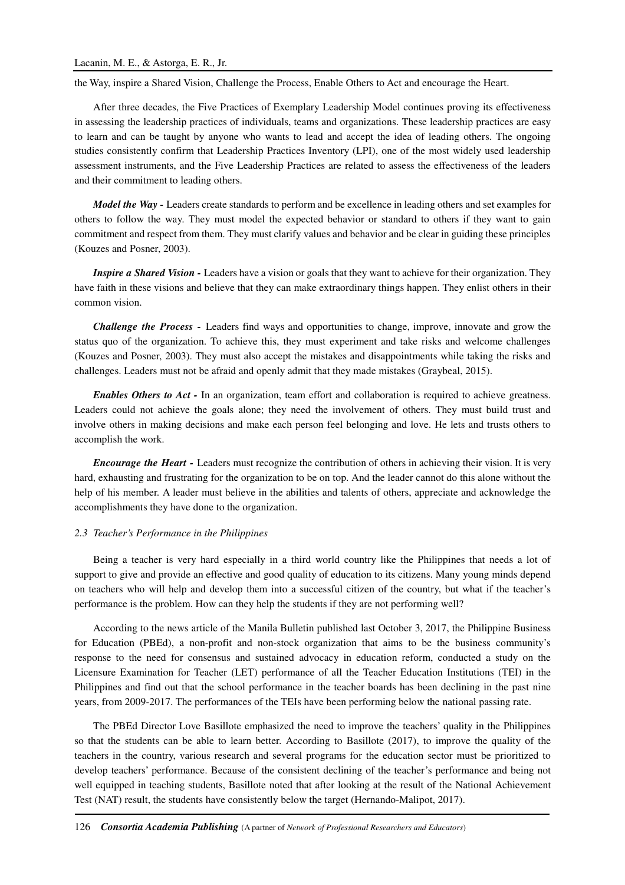the Way, inspire a Shared Vision, Challenge the Process, Enable Others to Act and encourage the Heart.

After three decades, the Five Practices of Exemplary Leadership Model continues proving its effectiveness in assessing the leadership practices of individuals, teams and organizations. These leadership practices are easy to learn and can be taught by anyone who wants to lead and accept the idea of leading others. The ongoing studies consistently confirm that Leadership Practices Inventory (LPI), one of the most widely used leadership assessment instruments, and the Five Leadership Practices are related to assess the effectiveness of the leaders and their commitment to leading others.

***Model the Way -*** Leaders create standards to perform and be excellence in leading others and set examples for others to follow the way. They must model the expected behavior or standard to others if they want to gain commitment and respect from them. They must clarify values and behavior and be clear in guiding these principles (Kouzes and Posner, 2003).

***Inspire a Shared Vision -*** Leaders have a vision or goals that they want to achieve for their organization. They have faith in these visions and believe that they can make extraordinary things happen. They enlist others in their common vision.

***Challenge the Process -*** Leaders find ways and opportunities to change, improve, innovate and grow the status quo of the organization. To achieve this, they must experiment and take risks and welcome challenges (Kouzes and Posner, 2003). They must also accept the mistakes and disappointments while taking the risks and challenges. Leaders must not be afraid and openly admit that they made mistakes (Graybeal, 2015).

***Enables Others to Act -*** In an organization, team effort and collaboration is required to achieve greatness. Leaders could not achieve the goals alone; they need the involvement of others. They must build trust and involve others in making decisions and make each person feel belonging and love. He lets and trusts others to accomplish the work.

***Encourage the Heart -*** Leaders must recognize the contribution of others in achieving their vision. It is very hard, exhausting and frustrating for the organization to be on top. And the leader cannot do this alone without the help of his member. A leader must believe in the abilities and talents of others, appreciate and acknowledge the accomplishments they have done to the organization.

### *2.3 Teacher's Performance in the Philippines*

Being a teacher is very hard especially in a third world country like the Philippines that needs a lot of support to give and provide an effective and good quality of education to its citizens. Many young minds depend on teachers who will help and develop them into a successful citizen of the country, but what if the teacher's performance is the problem. How can they help the students if they are not performing well?

According to the news article of the Manila Bulletin published last October 3, 2017, the Philippine Business for Education (PBEd), a non-profit and non-stock organization that aims to be the business community's response to the need for consensus and sustained advocacy in education reform, conducted a study on the Licensure Examination for Teacher (LET) performance of all the Teacher Education Institutions (TEI) in the Philippines and find out that the school performance in the teacher boards has been declining in the past nine years, from 2009-2017. The performances of the TEIs have been performing below the national passing rate.

The PBEd Director Love Basillote emphasized the need to improve the teachers' quality in the Philippines so that the students can be able to learn better. According to Basillote (2017), to improve the quality of the teachers in the country, various research and several programs for the education sector must be prioritized to develop teachers' performance. Because of the consistent declining of the teacher's performance and being not well equipped in teaching students, Basillote noted that after looking at the result of the National Achievement Test (NAT) result, the students have consistently below the target (Hernando-Malipot, 2017).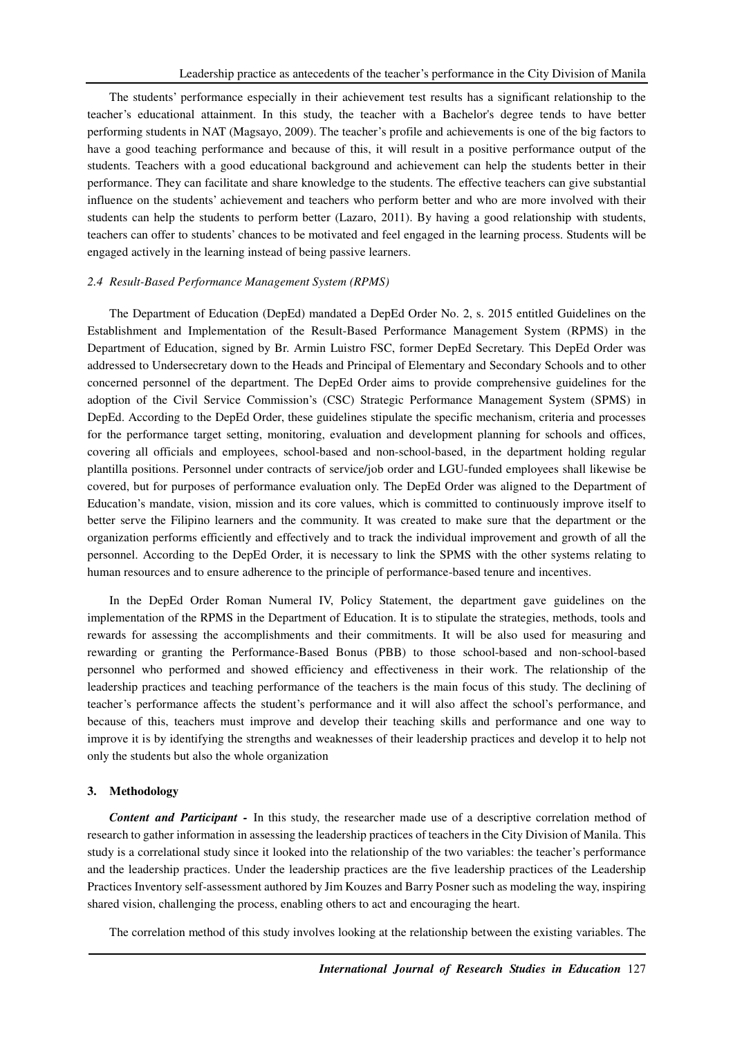The students' performance especially in their achievement test results has a significant relationship to the teacher's educational attainment. In this study, the teacher with a Bachelor's degree tends to have better performing students in NAT (Magsayo, 2009). The teacher's profile and achievements is one of the big factors to have a good teaching performance and because of this, it will result in a positive performance output of the students. Teachers with a good educational background and achievement can help the students better in their performance. They can facilitate and share knowledge to the students. The effective teachers can give substantial influence on the students' achievement and teachers who perform better and who are more involved with their students can help the students to perform better (Lazaro, 2011). By having a good relationship with students, teachers can offer to students' chances to be motivated and feel engaged in the learning process. Students will be engaged actively in the learning instead of being passive learners.

### *2.4 Result-Based Performance Management System (RPMS)*

The Department of Education (DepEd) mandated a DepEd Order No. 2, s. 2015 entitled Guidelines on the Establishment and Implementation of the Result-Based Performance Management System (RPMS) in the Department of Education, signed by Br. Armin Luistro FSC, former DepEd Secretary. This DepEd Order was addressed to Undersecretary down to the Heads and Principal of Elementary and Secondary Schools and to other concerned personnel of the department. The DepEd Order aims to provide comprehensive guidelines for the adoption of the Civil Service Commission's (CSC) Strategic Performance Management System (SPMS) in DepEd. According to the DepEd Order, these guidelines stipulate the specific mechanism, criteria and processes for the performance target setting, monitoring, evaluation and development planning for schools and offices, covering all officials and employees, school-based and non-school-based, in the department holding regular plantilla positions. Personnel under contracts of service/job order and LGU-funded employees shall likewise be covered, but for purposes of performance evaluation only. The DepEd Order was aligned to the Department of Education's mandate, vision, mission and its core values, which is committed to continuously improve itself to better serve the Filipino learners and the community. It was created to make sure that the department or the organization performs efficiently and effectively and to track the individual improvement and growth of all the personnel. According to the DepEd Order, it is necessary to link the SPMS with the other systems relating to human resources and to ensure adherence to the principle of performance-based tenure and incentives.

In the DepEd Order Roman Numeral IV, Policy Statement, the department gave guidelines on the implementation of the RPMS in the Department of Education. It is to stipulate the strategies, methods, tools and rewards for assessing the accomplishments and their commitments. It will be also used for measuring and rewarding or granting the Performance-Based Bonus (PBB) to those school-based and non-school-based personnel who performed and showed efficiency and effectiveness in their work. The relationship of the leadership practices and teaching performance of the teachers is the main focus of this study. The declining of teacher's performance affects the student's performance and it will also affect the school's performance, and because of this, teachers must improve and develop their teaching skills and performance and one way to improve it is by identifying the strengths and weaknesses of their leadership practices and develop it to help not only the students but also the whole organization

## 3. Methodology

***Content and Participant -*** In this study, the researcher made use of a descriptive correlation method of research to gather information in assessing the leadership practices of teachers in the City Division of Manila. This study is a correlational study since it looked into the relationship of the two variables: the teacher's performance and the leadership practices. Under the leadership practices are the five leadership practices of the Leadership Practices Inventory self-assessment authored by Jim Kouzes and Barry Posner such as modeling the way, inspiring shared vision, challenging the process, enabling others to act and encouraging the heart.

The correlation method of this study involves looking at the relationship between the existing variables. The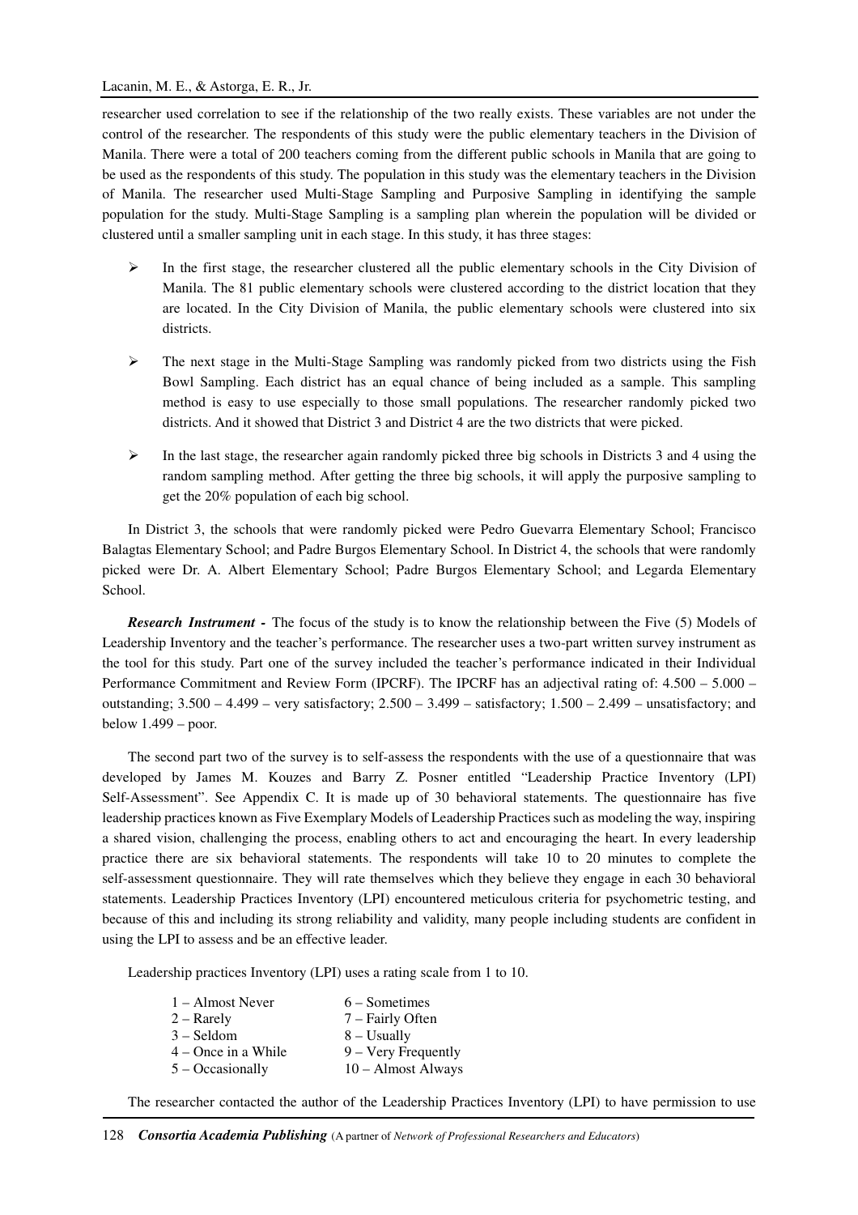researcher used correlation to see if the relationship of the two really exists. These variables are not under the control of the researcher. The respondents of this study were the public elementary teachers in the Division of Manila. There were a total of 200 teachers coming from the different public schools in Manila that are going to be used as the respondents of this study. The population in this study was the elementary teachers in the Division of Manila. The researcher used Multi-Stage Sampling and Purposive Sampling in identifying the sample population for the study. Multi-Stage Sampling is a sampling plan wherein the population will be divided or clustered until a smaller sampling unit in each stage. In this study, it has three stages:

- In the first stage, the researcher clustered all the public elementary schools in the City Division of Manila. The 81 public elementary schools were clustered according to the district location that they are located. In the City Division of Manila, the public elementary schools were clustered into six districts.
- The next stage in the Multi-Stage Sampling was randomly picked from two districts using the Fish Bowl Sampling. Each district has an equal chance of being included as a sample. This sampling method is easy to use especially to those small populations. The researcher randomly picked two districts. And it showed that District 3 and District 4 are the two districts that were picked.
- In the last stage, the researcher again randomly picked three big schools in Districts 3 and 4 using the random sampling method. After getting the three big schools, it will apply the purposive sampling to get the 20% population of each big school.

In District 3, the schools that were randomly picked were Pedro Guevarra Elementary School; Francisco Balagtas Elementary School; and Padre Burgos Elementary School. In District 4, the schools that were randomly picked were Dr. A. Albert Elementary School; Padre Burgos Elementary School; and Legarda Elementary School.

***Research Instrument -*** The focus of the study is to know the relationship between the Five (5) Models of Leadership Inventory and the teacher's performance. The researcher uses a two-part written survey instrument as the tool for this study. Part one of the survey included the teacher's performance indicated in their Individual Performance Commitment and Review Form (IPCRF). The IPCRF has an adjectival rating of: 4.500 – 5.000 – outstanding; 3.500 – 4.499 – very satisfactory; 2.500 – 3.499 – satisfactory; 1.500 – 2.499 – unsatisfactory; and below 1.499 – poor.

The second part two of the survey is to self-assess the respondents with the use of a questionnaire that was developed by James M. Kouzes and Barry Z. Posner entitled "Leadership Practice Inventory (LPI) Self-Assessment". See Appendix C. It is made up of 30 behavioral statements. The questionnaire has five leadership practices known as Five Exemplary Models of Leadership Practices such as modeling the way, inspiring a shared vision, challenging the process, enabling others to act and encouraging the heart. In every leadership practice there are six behavioral statements. The respondents will take 10 to 20 minutes to complete the self-assessment questionnaire. They will rate themselves which they believe they engage in each 30 behavioral statements. Leadership Practices Inventory (LPI) encountered meticulous criteria for psychometric testing, and because of this and including its strong reliability and validity, many people including students are confident in using the LPI to assess and be an effective leader.

Leadership practices Inventory (LPI) uses a rating scale from 1 to 10.

| | |
|---|---|
| 1 – Almost Never | 6 – Sometimes |
| 2 – Rarely | 7 – Fairly Often |
| 3 – Seldom | 8 – Usually |
| 4 – Once in a While | 9 – Very Frequently |
| 5 – Occasionally | 10 – Almost Always |

The researcher contacted the author of the Leadership Practices Inventory (LPI) to have permission to use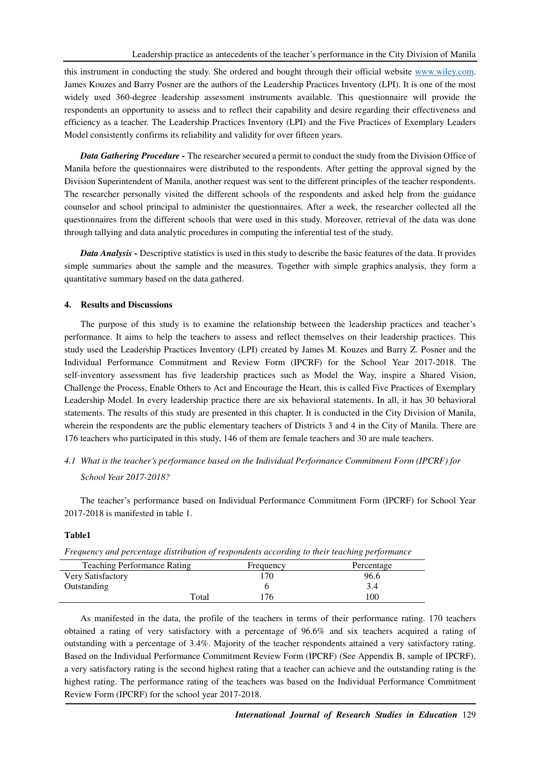this instrument in conducting the study. She ordered and bought through their official website www.wiley.com. James Kouzes and Barry Posner are the authors of the Leadership Practices Inventory (LPI). It is one of the most widely used 360-degree leadership assessment instruments available. This questionnaire will provide the respondents an opportunity to assess and to reflect their capability and desire regarding their effectiveness and efficiency as a teacher. The Leadership Practices Inventory (LPI) and the Five Practices of Exemplary Leaders Model consistently confirms its reliability and validity for over fifteen years.

***Data Gathering Procedure* -** The researcher secured a permit to conduct the study from the Division Office of Manila before the questionnaires were distributed to the respondents. After getting the approval signed by the Division Superintendent of Manila, another request was sent to the different principles of the teacher respondents. The researcher personally visited the different schools of the respondents and asked help from the guidance counselor and school principal to administer the questionnaires. After a week, the researcher collected all the questionnaires from the different schools that were used in this study. Moreover, retrieval of the data was done through tallying and data analytic procedures in computing the inferential test of the study.

***Data Analysis* -** Descriptive statistics is used in this study to describe the basic features of the data. It provides simple summaries about the sample and the measures. Together with simple graphics analysis, they form a quantitative summary based on the data gathered.

## 4. Results and Discussions

The purpose of this study is to examine the relationship between the leadership practices and teacher's performance. It aims to help the teachers to assess and reflect themselves on their leadership practices. This study used the Leadership Practices Inventory (LPI) created by James M. Kouzes and Barry Z. Posner and the Individual Performance Commitment and Review Form (IPCRF) for the School Year 2017-2018. The self-inventory assessment has five leadership practices such as Model the Way, inspire a Shared Vision, Challenge the Process, Enable Others to Act and Encourage the Heart, this is called Five Practices of Exemplary Leadership Model. In every leadership practice there are six behavioral statements. In all, it has 30 behavioral statements. The results of this study are presented in this chapter. It is conducted in the City Division of Manila, wherein the respondents are the public elementary teachers of Districts 3 and 4 in the City of Manila. There are 176 teachers who participated in this study, 146 of them are female teachers and 30 are male teachers.

### *4.1 What is the teacher's performance based on the Individual Performance Commitment Form (IPCRF) for School Year 2017-2018?*

The teacher's performance based on Individual Performance Commitment Form (IPCRF) for School Year 2017-2018 is manifested in table 1.

**Table1**

*Frequency and percentage distribution of respondents according to their teaching performance*

| Teaching Performance Rating | Frequency | Percentage |
|---|---|---|
| Very Satisfactory | 170 | 96.6 |
| Outstanding | 6 | 3.4 |
| Total | 176 | 100 |

As manifested in the data, the profile of the teachers in terms of their performance rating. 170 teachers obtained a rating of very satisfactory with a percentage of 96.6% and six teachers acquired a rating of outstanding with a percentage of 3.4%. Majority of the teacher respondents attained a very satisfactory rating. Based on the Individual Performance Commitment Review Form (IPCRF) (See Appendix B, sample of IPCRF), a very satisfactory rating is the second highest rating that a teacher can achieve and the outstanding rating is the highest rating. The performance rating of the teachers was based on the Individual Performance Commitment Review Form (IPCRF) for the school year 2017-2018.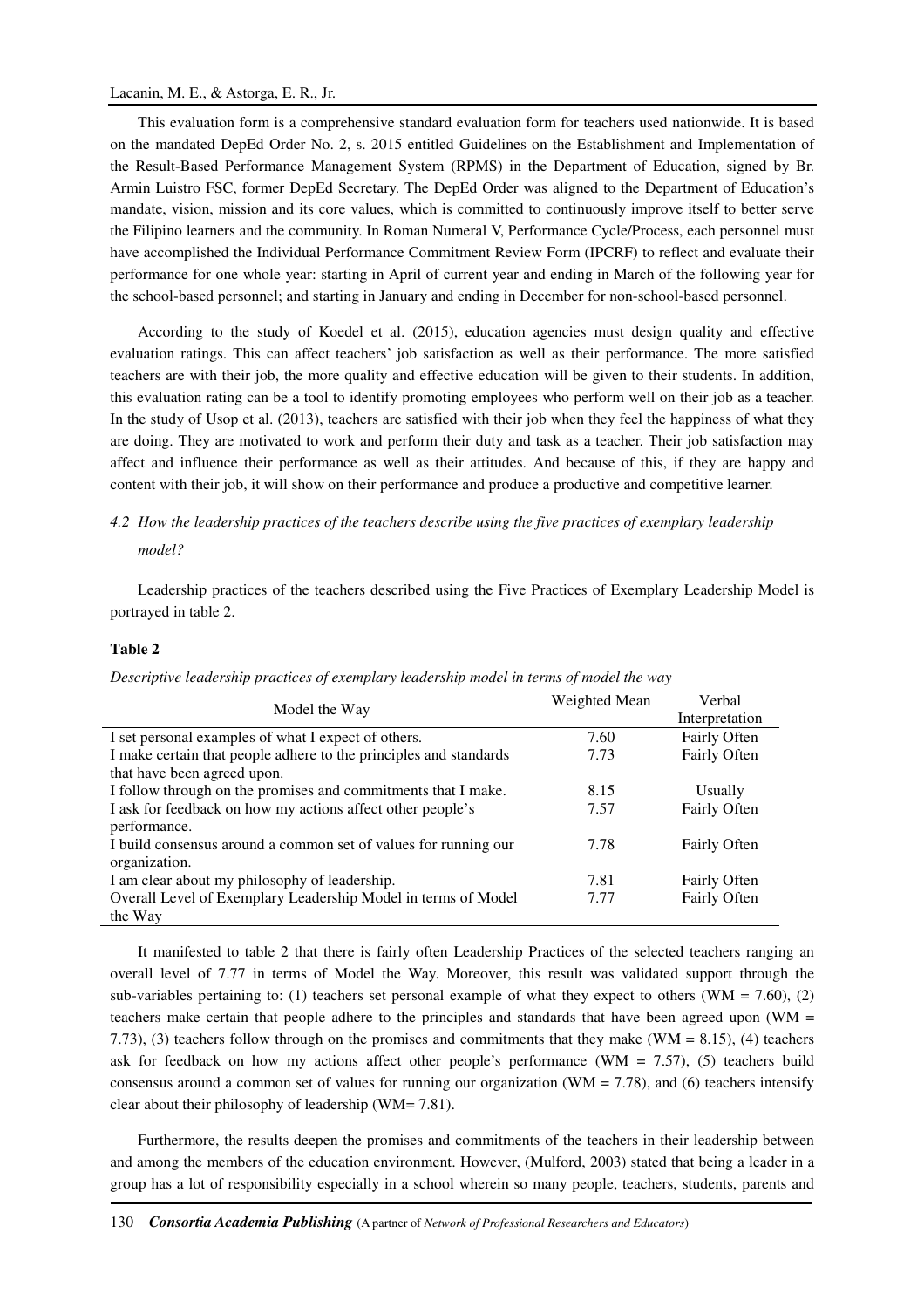This evaluation form is a comprehensive standard evaluation form for teachers used nationwide. It is based on the mandated DepEd Order No. 2, s. 2015 entitled Guidelines on the Establishment and Implementation of the Result-Based Performance Management System (RPMS) in the Department of Education, signed by Br. Armin Luistro FSC, former DepEd Secretary. The DepEd Order was aligned to the Department of Education's mandate, vision, mission and its core values, which is committed to continuously improve itself to better serve the Filipino learners and the community. In Roman Numeral V, Performance Cycle/Process, each personnel must have accomplished the Individual Performance Commitment Review Form (IPCRF) to reflect and evaluate their performance for one whole year: starting in April of current year and ending in March of the following year for the school-based personnel; and starting in January and ending in December for non-school-based personnel.

According to the study of Koedel et al. (2015), education agencies must design quality and effective evaluation ratings. This can affect teachers' job satisfaction as well as their performance. The more satisfied teachers are with their job, the more quality and effective education will be given to their students. In addition, this evaluation rating can be a tool to identify promoting employees who perform well on their job as a teacher. In the study of Usop et al. (2013), teachers are satisfied with their job when they feel the happiness of what they are doing. They are motivated to work and perform their duty and task as a teacher. Their job satisfaction may affect and influence their performance as well as their attitudes. And because of this, if they are happy and content with their job, it will show on their performance and produce a productive and competitive learner.

### *4.2 How the leadership practices of the teachers describe using the five practices of exemplary leadership model?*

Leadership practices of the teachers described using the Five Practices of Exemplary Leadership Model is portrayed in table 2.

**Table 2**

*Descriptive leadership practices of exemplary leadership model in terms of model the way*

| Model the Way | Weighted Mean | Verbal Interpretation |
|---|---|---|
| I set personal examples of what I expect of others. | 7.60 | Fairly Often |
| I make certain that people adhere to the principles and standards that have been agreed upon. | 7.73 | Fairly Often |
| I follow through on the promises and commitments that I make. | 8.15 | Usually |
| I ask for feedback on how my actions affect other people's performance. | 7.57 | Fairly Often |
| I build consensus around a common set of values for running our organization. | 7.78 | Fairly Often |
| I am clear about my philosophy of leadership. | 7.81 | Fairly Often |
| Overall Level of Exemplary Leadership Model in terms of Model the Way | 7.77 | Fairly Often |

It manifested to table 2 that there is fairly often Leadership Practices of the selected teachers ranging an overall level of 7.77 in terms of Model the Way. Moreover, this result was validated support through the sub-variables pertaining to: (1) teachers set personal example of what they expect to others (WM = 7.60), (2) teachers make certain that people adhere to the principles and standards that have been agreed upon (WM = 7.73), (3) teachers follow through on the promises and commitments that they make (WM = 8.15), (4) teachers ask for feedback on how my actions affect other people's performance (WM = 7.57), (5) teachers build consensus around a common set of values for running our organization (WM = 7.78), and (6) teachers intensify clear about their philosophy of leadership (WM= 7.81).

Furthermore, the results deepen the promises and commitments of the teachers in their leadership between and among the members of the education environment. However, (Mulford, 2003) stated that being a leader in a group has a lot of responsibility especially in a school wherein so many people, teachers, students, parents and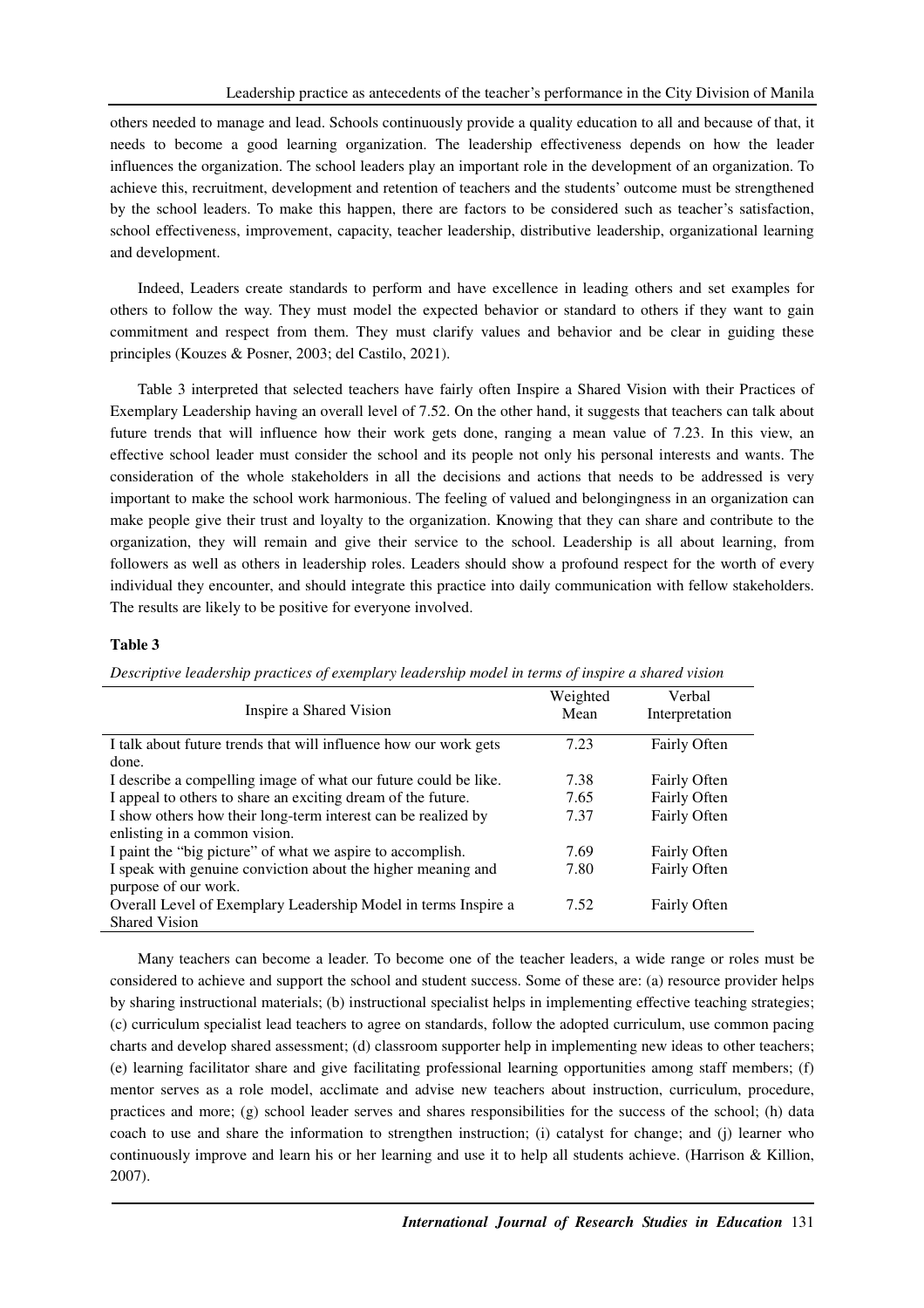others needed to manage and lead. Schools continuously provide a quality education to all and because of that, it needs to become a good learning organization. The leadership effectiveness depends on how the leader influences the organization. The school leaders play an important role in the development of an organization. To achieve this, recruitment, development and retention of teachers and the students' outcome must be strengthened by the school leaders. To make this happen, there are factors to be considered such as teacher's satisfaction, school effectiveness, improvement, capacity, teacher leadership, distributive leadership, organizational learning and development.

Indeed, Leaders create standards to perform and have excellence in leading others and set examples for others to follow the way. They must model the expected behavior or standard to others if they want to gain commitment and respect from them. They must clarify values and behavior and be clear in guiding these principles (Kouzes & Posner, 2003; del Castilo, 2021).

Table 3 interpreted that selected teachers have fairly often Inspire a Shared Vision with their Practices of Exemplary Leadership having an overall level of 7.52. On the other hand, it suggests that teachers can talk about future trends that will influence how their work gets done, ranging a mean value of 7.23. In this view, an effective school leader must consider the school and its people not only his personal interests and wants. The consideration of the whole stakeholders in all the decisions and actions that needs to be addressed is very important to make the school work harmonious. The feeling of valued and belongingness in an organization can make people give their trust and loyalty to the organization. Knowing that they can share and contribute to the organization, they will remain and give their service to the school. Leadership is all about learning, from followers as well as others in leadership roles. Leaders should show a profound respect for the worth of every individual they encounter, and should integrate this practice into daily communication with fellow stakeholders. The results are likely to be positive for everyone involved.

**Table 3**

*Descriptive leadership practices of exemplary leadership model in terms of inspire a shared vision*

| Inspire a Shared Vision | Weighted Mean | Verbal Interpretation |
|---|---|---|
| I talk about future trends that will influence how our work gets done. | 7.23 | Fairly Often |
| I describe a compelling image of what our future could be like. | 7.38 | Fairly Often |
| I appeal to others to share an exciting dream of the future. | 7.65 | Fairly Often |
| I show others how their long-term interest can be realized by enlisting in a common vision. | 7.37 | Fairly Often |
| I paint the "big picture" of what we aspire to accomplish. | 7.69 | Fairly Often |
| I speak with genuine conviction about the higher meaning and purpose of our work. | 7.80 | Fairly Often |
| Overall Level of Exemplary Leadership Model in terms Inspire a Shared Vision | 7.52 | Fairly Often |

Many teachers can become a leader. To become one of the teacher leaders, a wide range or roles must be considered to achieve and support the school and student success. Some of these are: (a) resource provider helps by sharing instructional materials; (b) instructional specialist helps in implementing effective teaching strategies; (c) curriculum specialist lead teachers to agree on standards, follow the adopted curriculum, use common pacing charts and develop shared assessment; (d) classroom supporter help in implementing new ideas to other teachers; (e) learning facilitator share and give facilitating professional learning opportunities among staff members; (f) mentor serves as a role model, acclimate and advise new teachers about instruction, curriculum, procedure, practices and more; (g) school leader serves and shares responsibilities for the success of the school; (h) data coach to use and share the information to strengthen instruction; (i) catalyst for change; and (j) learner who continuously improve and learn his or her learning and use it to help all students achieve. (Harrison & Killion, 2007).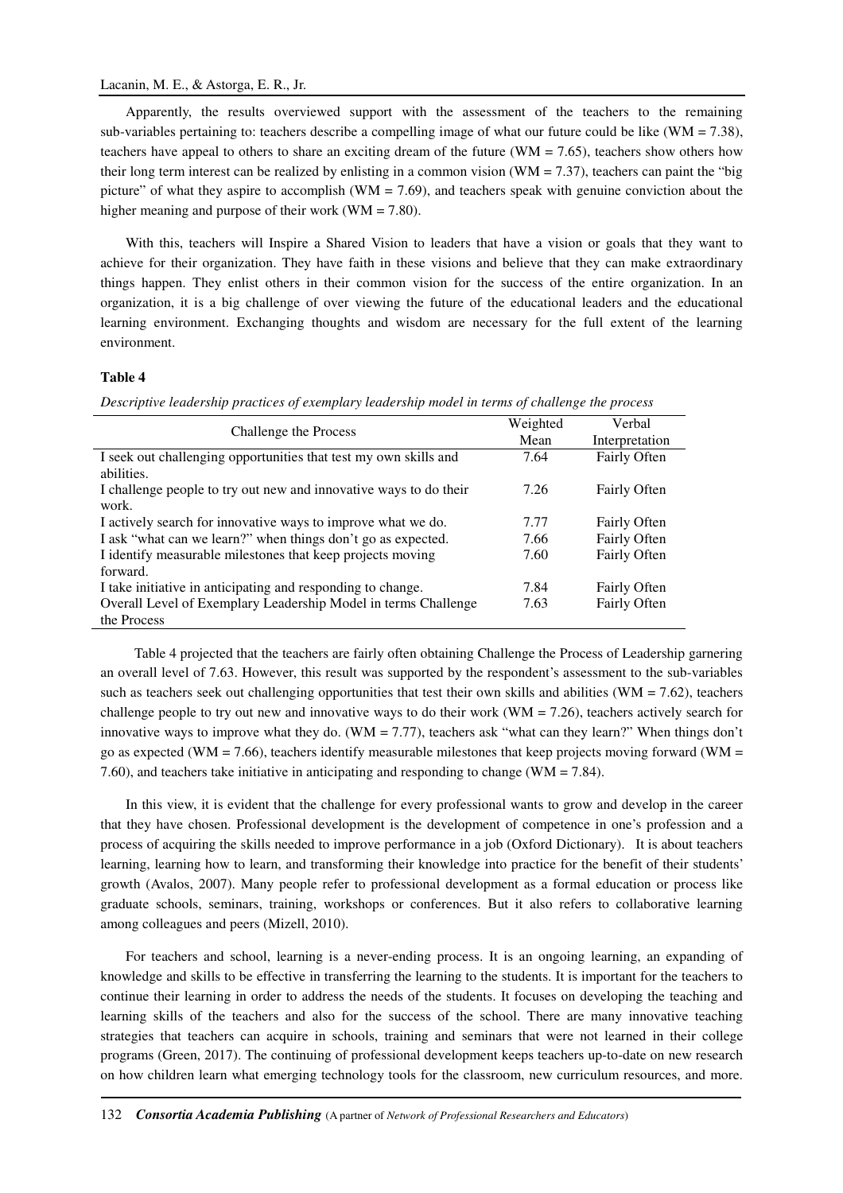Apparently, the results overviewed support with the assessment of the teachers to the remaining sub-variables pertaining to: teachers describe a compelling image of what our future could be like (WM = 7.38), teachers have appeal to others to share an exciting dream of the future (WM = 7.65), teachers show others how their long term interest can be realized by enlisting in a common vision (WM = 7.37), teachers can paint the "big picture" of what they aspire to accomplish (WM = 7.69), and teachers speak with genuine conviction about the higher meaning and purpose of their work (WM = 7.80).

With this, teachers will Inspire a Shared Vision to leaders that have a vision or goals that they want to achieve for their organization. They have faith in these visions and believe that they can make extraordinary things happen. They enlist others in their common vision for the success of the entire organization. In an organization, it is a big challenge of over viewing the future of the educational leaders and the educational learning environment. Exchanging thoughts and wisdom are necessary for the full extent of the learning environment.

**Table 4**

*Descriptive leadership practices of exemplary leadership model in terms of challenge the process*

| Challenge the Process | Weighted Mean | Verbal Interpretation |
|---|---|---|
| I seek out challenging opportunities that test my own skills and abilities. | 7.64 | Fairly Often |
| I challenge people to try out new and innovative ways to do their work. | 7.26 | Fairly Often |
| I actively search for innovative ways to improve what we do. | 7.77 | Fairly Often |
| I ask "what can we learn?" when things don't go as expected. | 7.66 | Fairly Often |
| I identify measurable milestones that keep projects moving forward. | 7.60 | Fairly Often |
| I take initiative in anticipating and responding to change. | 7.84 | Fairly Often |
| Overall Level of Exemplary Leadership Model in terms Challenge the Process | 7.63 | Fairly Often |

Table 4 projected that the teachers are fairly often obtaining Challenge the Process of Leadership garnering an overall level of 7.63. However, this result was supported by the respondent's assessment to the sub-variables such as teachers seek out challenging opportunities that test their own skills and abilities (WM = 7.62), teachers challenge people to try out new and innovative ways to do their work (WM = 7.26), teachers actively search for innovative ways to improve what they do. (WM = 7.77), teachers ask "what can they learn?" When things don't go as expected (WM = 7.66), teachers identify measurable milestones that keep projects moving forward (WM = 7.60), and teachers take initiative in anticipating and responding to change (WM = 7.84).

In this view, it is evident that the challenge for every professional wants to grow and develop in the career that they have chosen. Professional development is the development of competence in one's profession and a process of acquiring the skills needed to improve performance in a job (Oxford Dictionary). It is about teachers learning, learning how to learn, and transforming their knowledge into practice for the benefit of their students' growth (Avalos, 2007). Many people refer to professional development as a formal education or process like graduate schools, seminars, training, workshops or conferences. But it also refers to collaborative learning among colleagues and peers (Mizell, 2010).

For teachers and school, learning is a never-ending process. It is an ongoing learning, an expanding of knowledge and skills to be effective in transferring the learning to the students. It is important for the teachers to continue their learning in order to address the needs of the students. It focuses on developing the teaching and learning skills of the teachers and also for the success of the school. There are many innovative teaching strategies that teachers can acquire in schools, training and seminars that were not learned in their college programs (Green, 2017). The continuing of professional development keeps teachers up-to-date on new research on how children learn what emerging technology tools for the classroom, new curriculum resources, and more.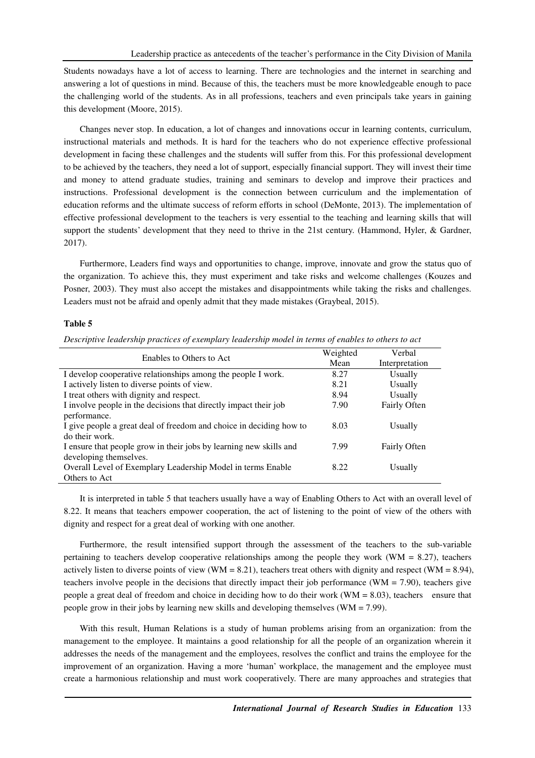Students nowadays have a lot of access to learning. There are technologies and the internet in searching and answering a lot of questions in mind. Because of this, the teachers must be more knowledgeable enough to pace the challenging world of the students. As in all professions, teachers and even principals take years in gaining this development (Moore, 2015).

Changes never stop. In education, a lot of changes and innovations occur in learning contents, curriculum, instructional materials and methods. It is hard for the teachers who do not experience effective professional development in facing these challenges and the students will suffer from this. For this professional development to be achieved by the teachers, they need a lot of support, especially financial support. They will invest their time and money to attend graduate studies, training and seminars to develop and improve their practices and instructions. Professional development is the connection between curriculum and the implementation of education reforms and the ultimate success of reform efforts in school (DeMonte, 2013). The implementation of effective professional development to the teachers is very essential to the teaching and learning skills that will support the students' development that they need to thrive in the 21st century. (Hammond, Hyler, & Gardner, 2017).

Furthermore, Leaders find ways and opportunities to change, improve, innovate and grow the status quo of the organization. To achieve this, they must experiment and take risks and welcome challenges (Kouzes and Posner, 2003). They must also accept the mistakes and disappointments while taking the risks and challenges. Leaders must not be afraid and openly admit that they made mistakes (Graybeal, 2015).

**Table 5**

*Descriptive leadership practices of exemplary leadership model in terms of enables to others to act*

| Enables to Others to Act | Weighted Mean | Verbal Interpretation |
|---|---|---|
| I develop cooperative relationships among the people I work. | 8.27 | Usually |
| I actively listen to diverse points of view. | 8.21 | Usually |
| I treat others with dignity and respect. | 8.94 | Usually |
| I involve people in the decisions that directly impact their job performance. | 7.90 | Fairly Often |
| I give people a great deal of freedom and choice in deciding how to do their work. | 8.03 | Usually |
| I ensure that people grow in their jobs by learning new skills and developing themselves. | 7.99 | Fairly Often |
| Overall Level of Exemplary Leadership Model in terms Enable Others to Act | 8.22 | Usually |

It is interpreted in table 5 that teachers usually have a way of Enabling Others to Act with an overall level of 8.22. It means that teachers empower cooperation, the act of listening to the point of view of the others with dignity and respect for a great deal of working with one another.

Furthermore, the result intensified support through the assessment of the teachers to the sub-variable pertaining to teachers develop cooperative relationships among the people they work (WM = 8.27), teachers actively listen to diverse points of view (WM = 8.21), teachers treat others with dignity and respect (WM = 8.94), teachers involve people in the decisions that directly impact their job performance (WM = 7.90), teachers give people a great deal of freedom and choice in deciding how to do their work (WM = 8.03), teachers ensure that people grow in their jobs by learning new skills and developing themselves (WM = 7.99).

With this result, Human Relations is a study of human problems arising from an organization: from the management to the employee. It maintains a good relationship for all the people of an organization wherein it addresses the needs of the management and the employees, resolves the conflict and trains the employee for the improvement of an organization. Having a more 'human' workplace, the management and the employee must create a harmonious relationship and must work cooperatively. There are many approaches and strategies that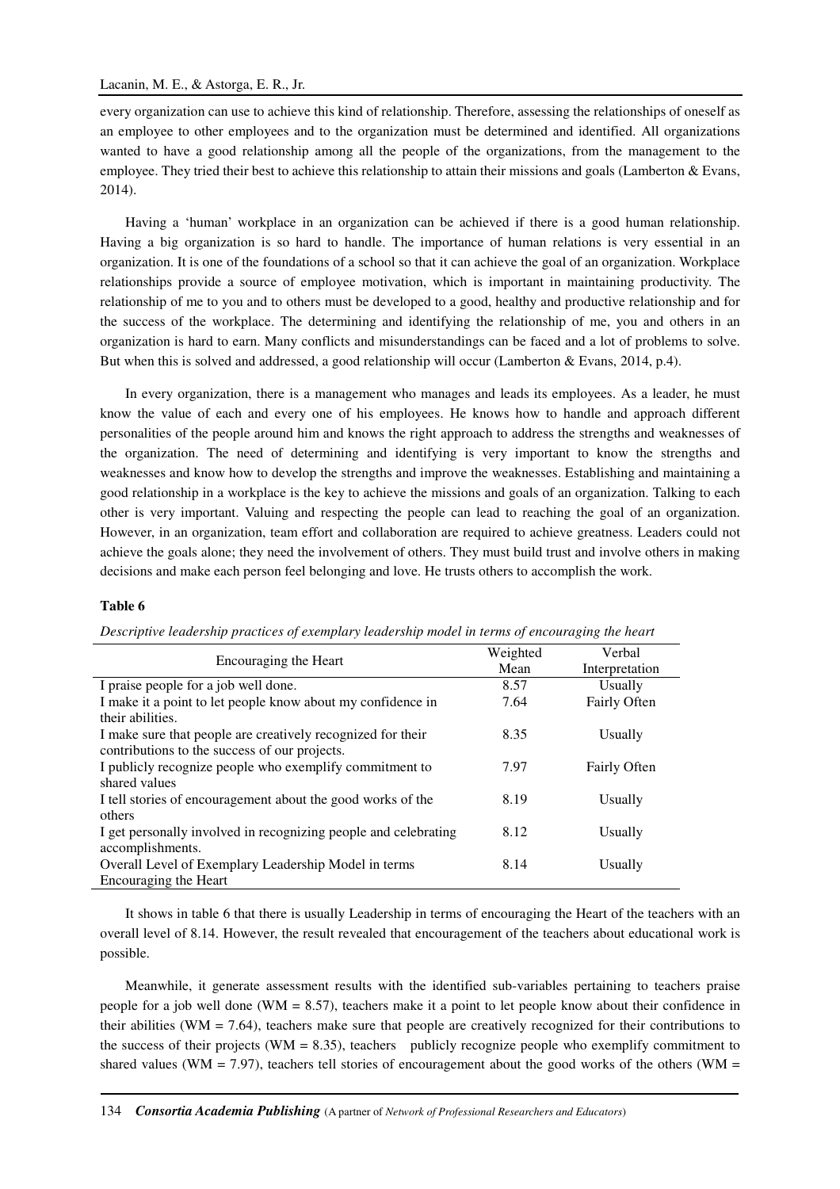every organization can use to achieve this kind of relationship. Therefore, assessing the relationships of oneself as an employee to other employees and to the organization must be determined and identified. All organizations wanted to have a good relationship among all the people of the organizations, from the management to the employee. They tried their best to achieve this relationship to attain their missions and goals (Lamberton & Evans, 2014).

Having a 'human' workplace in an organization can be achieved if there is a good human relationship. Having a big organization is so hard to handle. The importance of human relations is very essential in an organization. It is one of the foundations of a school so that it can achieve the goal of an organization. Workplace relationships provide a source of employee motivation, which is important in maintaining productivity. The relationship of me to you and to others must be developed to a good, healthy and productive relationship and for the success of the workplace. The determining and identifying the relationship of me, you and others in an organization is hard to earn. Many conflicts and misunderstandings can be faced and a lot of problems to solve. But when this is solved and addressed, a good relationship will occur (Lamberton & Evans, 2014, p.4).

In every organization, there is a management who manages and leads its employees. As a leader, he must know the value of each and every one of his employees. He knows how to handle and approach different personalities of the people around him and knows the right approach to address the strengths and weaknesses of the organization. The need of determining and identifying is very important to know the strengths and weaknesses and know how to develop the strengths and improve the weaknesses. Establishing and maintaining a good relationship in a workplace is the key to achieve the missions and goals of an organization. Talking to each other is very important. Valuing and respecting the people can lead to reaching the goal of an organization. However, in an organization, team effort and collaboration are required to achieve greatness. Leaders could not achieve the goals alone; they need the involvement of others. They must build trust and involve others in making decisions and make each person feel belonging and love. He trusts others to accomplish the work.

**Table 6**

*Descriptive leadership practices of exemplary leadership model in terms of encouraging the heart*

| Encouraging the Heart | Weighted Mean | Verbal Interpretation |
|---|---|---|
| I praise people for a job well done. | 8.57 | Usually |
| I make it a point to let people know about my confidence in their abilities. | 7.64 | Fairly Often |
| I make sure that people are creatively recognized for their contributions to the success of our projects. | 8.35 | Usually |
| I publicly recognize people who exemplify commitment to shared values | 7.97 | Fairly Often |
| I tell stories of encouragement about the good works of the others | 8.19 | Usually |
| I get personally involved in recognizing people and celebrating accomplishments. | 8.12 | Usually |
| Overall Level of Exemplary Leadership Model in terms Encouraging the Heart | 8.14 | Usually |

It shows in table 6 that there is usually Leadership in terms of encouraging the Heart of the teachers with an overall level of 8.14. However, the result revealed that encouragement of the teachers about educational work is possible.

Meanwhile, it generate assessment results with the identified sub-variables pertaining to teachers praise people for a job well done (WM = 8.57), teachers make it a point to let people know about their confidence in their abilities (WM = 7.64), teachers make sure that people are creatively recognized for their contributions to the success of their projects (WM = 8.35), teachers publicly recognize people who exemplify commitment to shared values (WM = 7.97), teachers tell stories of encouragement about the good works of the others (WM =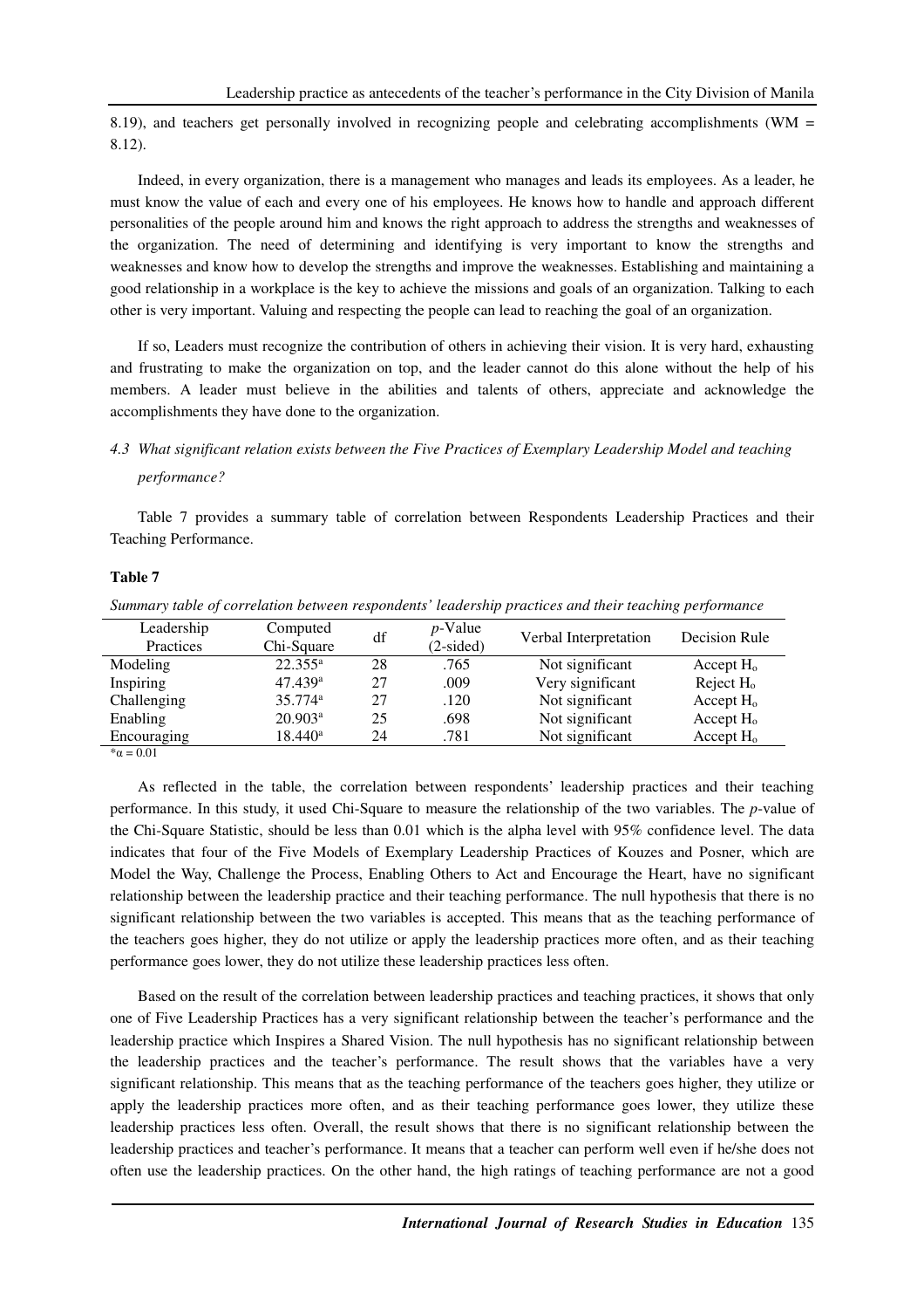8.19), and teachers get personally involved in recognizing people and celebrating accomplishments (WM = 8.12).

Indeed, in every organization, there is a management who manages and leads its employees. As a leader, he must know the value of each and every one of his employees. He knows how to handle and approach different personalities of the people around him and knows the right approach to address the strengths and weaknesses of the organization. The need of determining and identifying is very important to know the strengths and weaknesses and know how to develop the strengths and improve the weaknesses. Establishing and maintaining a good relationship in a workplace is the key to achieve the missions and goals of an organization. Talking to each other is very important. Valuing and respecting the people can lead to reaching the goal of an organization.

If so, Leaders must recognize the contribution of others in achieving their vision. It is very hard, exhausting and frustrating to make the organization on top, and the leader cannot do this alone without the help of his members. A leader must believe in the abilities and talents of others, appreciate and acknowledge the accomplishments they have done to the organization.

### *4.3 What significant relation exists between the Five Practices of Exemplary Leadership Model and teaching performance?*

Table 7 provides a summary table of correlation between Respondents Leadership Practices and their Teaching Performance.

**Table 7**

*Summary table of correlation between respondents' leadership practices and their teaching performance*

| Leadership Practices | Computed Chi-Square | df | *p*-Value (2-sided) | Verbal Interpretation | Decision Rule |
|---|---|---|---|---|---|
| Modeling | 22.355[a] | 28 | .765 | Not significant | Accept $H_o$ |
| Inspiring | 47.439[a] | 27 | .009 | Very significant | Reject $H_o$ |
| Challenging | 35.774[a] | 27 | .120 | Not significant | Accept $H_o$ |
| Enabling | 20.903[a] | 25 | .698 | Not significant | Accept $H_o$ |
| Encouraging | 18.440[a] | 24 | .781 | Not significant | Accept $H_o$ |

*$\alpha = 0.01$

As reflected in the table, the correlation between respondents' leadership practices and their teaching performance. In this study, it used Chi-Square to measure the relationship of the two variables. The *p*-value of the Chi-Square Statistic, should be less than 0.01 which is the alpha level with 95% confidence level. The data indicates that four of the Five Models of Exemplary Leadership Practices of Kouzes and Posner, which are Model the Way, Challenge the Process, Enabling Others to Act and Encourage the Heart, have no significant relationship between the leadership practice and their teaching performance. The null hypothesis that there is no significant relationship between the two variables is accepted. This means that as the teaching performance of the teachers goes higher, they do not utilize or apply the leadership practices more often, and as their teaching performance goes lower, they do not utilize these leadership practices less often.

Based on the result of the correlation between leadership practices and teaching practices, it shows that only one of Five Leadership Practices has a very significant relationship between the teacher's performance and the leadership practice which Inspires a Shared Vision. The null hypothesis has no significant relationship between the leadership practices and the teacher's performance. The result shows that the variables have a very significant relationship. This means that as the teaching performance of the teachers goes higher, they utilize or apply the leadership practices more often, and as their teaching performance goes lower, they utilize these leadership practices less often. Overall, the result shows that there is no significant relationship between the leadership practices and teacher's performance. It means that a teacher can perform well even if he/she does not often use the leadership practices. On the other hand, the high ratings of teaching performance are not a good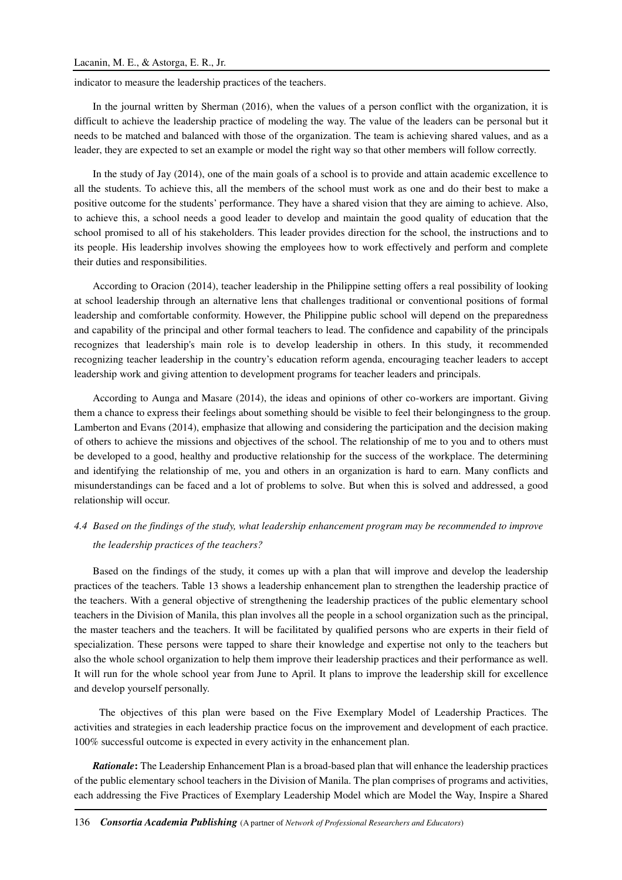indicator to measure the leadership practices of the teachers.

In the journal written by Sherman (2016), when the values of a person conflict with the organization, it is difficult to achieve the leadership practice of modeling the way. The value of the leaders can be personal but it needs to be matched and balanced with those of the organization. The team is achieving shared values, and as a leader, they are expected to set an example or model the right way so that other members will follow correctly.

In the study of Jay (2014), one of the main goals of a school is to provide and attain academic excellence to all the students. To achieve this, all the members of the school must work as one and do their best to make a positive outcome for the students' performance. They have a shared vision that they are aiming to achieve. Also, to achieve this, a school needs a good leader to develop and maintain the good quality of education that the school promised to all of his stakeholders. This leader provides direction for the school, the instructions and to its people. His leadership involves showing the employees how to work effectively and perform and complete their duties and responsibilities.

According to Oracion (2014), teacher leadership in the Philippine setting offers a real possibility of looking at school leadership through an alternative lens that challenges traditional or conventional positions of formal leadership and comfortable conformity. However, the Philippine public school will depend on the preparedness and capability of the principal and other formal teachers to lead. The confidence and capability of the principals recognizes that leadership's main role is to develop leadership in others. In this study, it recommended recognizing teacher leadership in the country's education reform agenda, encouraging teacher leaders to accept leadership work and giving attention to development programs for teacher leaders and principals.

According to Aunga and Masare (2014), the ideas and opinions of other co-workers are important. Giving them a chance to express their feelings about something should be visible to feel their belongingness to the group. Lamberton and Evans (2014), emphasize that allowing and considering the participation and the decision making of others to achieve the missions and objectives of the school. The relationship of me to you and to others must be developed to a good, healthy and productive relationship for the success of the workplace. The determining and identifying the relationship of me, you and others in an organization is hard to earn. Many conflicts and misunderstandings can be faced and a lot of problems to solve. But when this is solved and addressed, a good relationship will occur.

*4.4 Based on the findings of the study, what leadership enhancement program may be recommended to improve the leadership practices of the teachers?*

Based on the findings of the study, it comes up with a plan that will improve and develop the leadership practices of the teachers. Table 13 shows a leadership enhancement plan to strengthen the leadership practice of the teachers. With a general objective of strengthening the leadership practices of the public elementary school teachers in the Division of Manila, this plan involves all the people in a school organization such as the principal, the master teachers and the teachers. It will be facilitated by qualified persons who are experts in their field of specialization. These persons were tapped to share their knowledge and expertise not only to the teachers but also the whole school organization to help them improve their leadership practices and their performance as well. It will run for the whole school year from June to April. It plans to improve the leadership skill for excellence and develop yourself personally.

The objectives of this plan were based on the Five Exemplary Model of Leadership Practices. The activities and strategies in each leadership practice focus on the improvement and development of each practice. 100% successful outcome is expected in every activity in the enhancement plan.

***Rationale*:** The Leadership Enhancement Plan is a broad-based plan that will enhance the leadership practices of the public elementary school teachers in the Division of Manila. The plan comprises of programs and activities, each addressing the Five Practices of Exemplary Leadership Model which are Model the Way, Inspire a Shared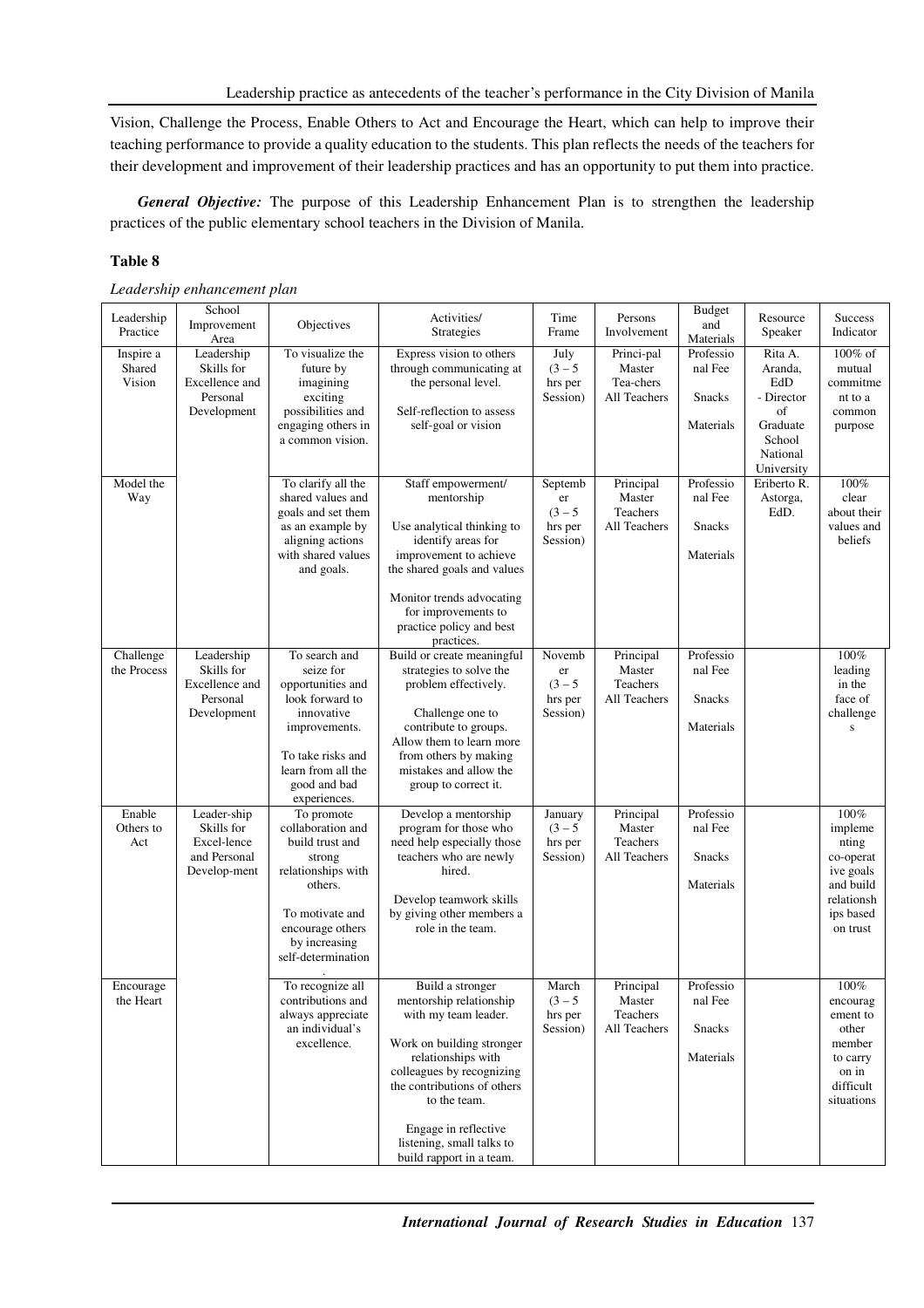Vision, Challenge the Process, Enable Others to Act and Encourage the Heart, which can help to improve their teaching performance to provide a quality education to the students. This plan reflects the needs of the teachers for their development and improvement of their leadership practices and has an opportunity to put them into practice.

***General Objective:*** The purpose of this Leadership Enhancement Plan is to strengthen the leadership practices of the public elementary school teachers in the Division of Manila.

**Table 8**

*Leadership enhancement plan*

| Leadership Practice | School Improvement Area | Objectives | Activities/ Strategies | Time Frame | Persons Involvement | Budget and Materials | Resource Speaker | Success Indicator |
|---|---|---|---|---|---|---|---|---|
| Inspire a Shared Vision | Leadership Skills for Excellence and Personal Development | To visualize the future by imagining exciting possibilities and engaging others in a common vision. | Express vision to others through communicating at the personal level. Self-reflection to assess self-goal or vision | July (3 – 5 hrs per Session) | Princi-pal Master Tea-chers All Teachers | Professional Fee Snacks Materials | Rita A. Aranda, EdD - Director of Graduate School National University | 100% of mutual commitment to a common purpose |
| Model the Way | | To clarify all the shared values and goals and set them as an example by aligning actions with shared values and goals. | Staff empowerment/ mentorship Use analytical thinking to identify areas for improvement to achieve the shared goals and values Monitor trends advocating for improvements to practice policy and best practices. | September (3 – 5 hrs per Session) | Principal Master Teachers All Teachers | Professional Fee Snacks Materials | Eriberto R. Astorga, EdD. | 100% clear about their values and beliefs |
| Challenge the Process | Leadership Skills for Excellence and Personal Development | To search and seize for opportunities and look forward to innovative improvements. To take risks and learn from all the good and bad experiences. | Build or create meaningful strategies to solve the problem effectively. Challenge one to contribute to groups. Allow them to learn more from others by making mistakes and allow the group to correct it. | November (3 – 5 hrs per Session) | Principal Master Teachers All Teachers | Professional Fee Snacks Materials | | 100% leading in the face of challenges |
| Enable Others to Act | Leader-ship Skills for Excel-lence and Personal Develop-ment | To promote collaboration and build trust and strong relationships with others. To motivate and encourage others by increasing self-determination. | Develop a mentorship program for those who need help especially those teachers who are newly hired. Develop teamwork skills by giving other members a role in the team. | January (3 – 5 hrs per Session) | Principal Master Teachers All Teachers | Professional Fee Snacks Materials | | 100% implementing co-operative goals and build relationships based on trust |
| Encourage the Heart | | To recognize all contributions and always appreciate an individual's excellence. | Build a stronger mentorship relationship with my team leader. Work on building stronger relationships with colleagues by recognizing the contributions of others to the team. Engage in reflective listening, small talks to build rapport in a team. | March (3 – 5 hrs per Session) | Principal Master Teachers All Teachers | Professional Fee Snacks Materials | | 100% encouragement to other member to carry on in difficult situations |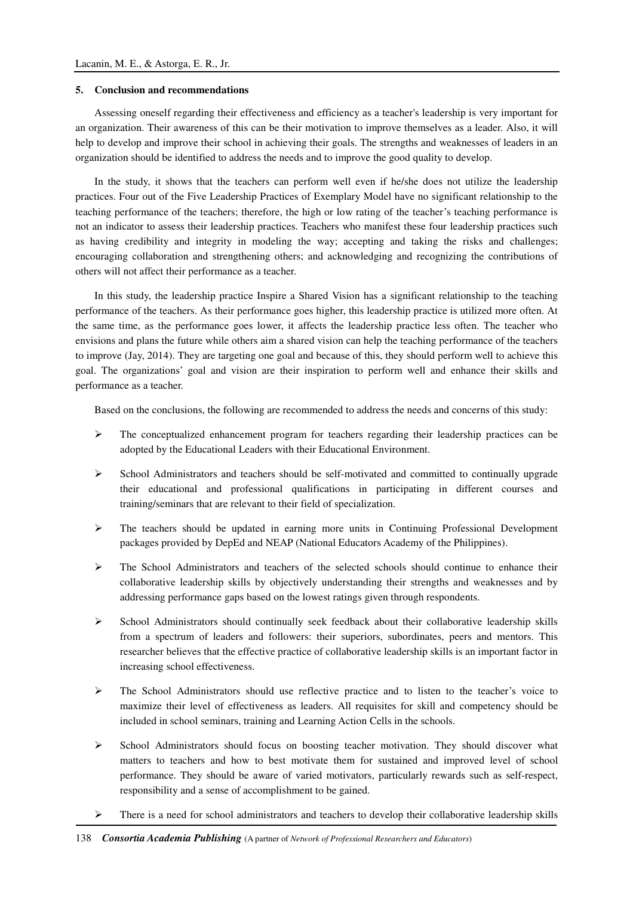## 5. Conclusion and recommendations

Assessing oneself regarding their effectiveness and efficiency as a teacher's leadership is very important for an organization. Their awareness of this can be their motivation to improve themselves as a leader. Also, it will help to develop and improve their school in achieving their goals. The strengths and weaknesses of leaders in an organization should be identified to address the needs and to improve the good quality to develop.

In the study, it shows that the teachers can perform well even if he/she does not utilize the leadership practices. Four out of the Five Leadership Practices of Exemplary Model have no significant relationship to the teaching performance of the teachers; therefore, the high or low rating of the teacher's teaching performance is not an indicator to assess their leadership practices. Teachers who manifest these four leadership practices such as having credibility and integrity in modeling the way; accepting and taking the risks and challenges; encouraging collaboration and strengthening others; and acknowledging and recognizing the contributions of others will not affect their performance as a teacher.

In this study, the leadership practice Inspire a Shared Vision has a significant relationship to the teaching performance of the teachers. As their performance goes higher, this leadership practice is utilized more often. At the same time, as the performance goes lower, it affects the leadership practice less often. The teacher who envisions and plans the future while others aim a shared vision can help the teaching performance of the teachers to improve (Jay, 2014). They are targeting one goal and because of this, they should perform well to achieve this goal. The organizations' goal and vision are their inspiration to perform well and enhance their skills and performance as a teacher.

Based on the conclusions, the following are recommended to address the needs and concerns of this study:

- The conceptualized enhancement program for teachers regarding their leadership practices can be adopted by the Educational Leaders with their Educational Environment.
- School Administrators and teachers should be self-motivated and committed to continually upgrade their educational and professional qualifications in participating in different courses and training/seminars that are relevant to their field of specialization.
- The teachers should be updated in earning more units in Continuing Professional Development packages provided by DepEd and NEAP (National Educators Academy of the Philippines).
- The School Administrators and teachers of the selected schools should continue to enhance their collaborative leadership skills by objectively understanding their strengths and weaknesses and by addressing performance gaps based on the lowest ratings given through respondents.
- School Administrators should continually seek feedback about their collaborative leadership skills from a spectrum of leaders and followers: their superiors, subordinates, peers and mentors. This researcher believes that the effective practice of collaborative leadership skills is an important factor in increasing school effectiveness.
- The School Administrators should use reflective practice and to listen to the teacher's voice to maximize their level of effectiveness as leaders. All requisites for skill and competency should be included in school seminars, training and Learning Action Cells in the schools.
- School Administrators should focus on boosting teacher motivation. They should discover what matters to teachers and how to best motivate them for sustained and improved level of school performance. They should be aware of varied motivators, particularly rewards such as self-respect, responsibility and a sense of accomplishment to be gained.
- There is a need for school administrators and teachers to develop their collaborative leadership skills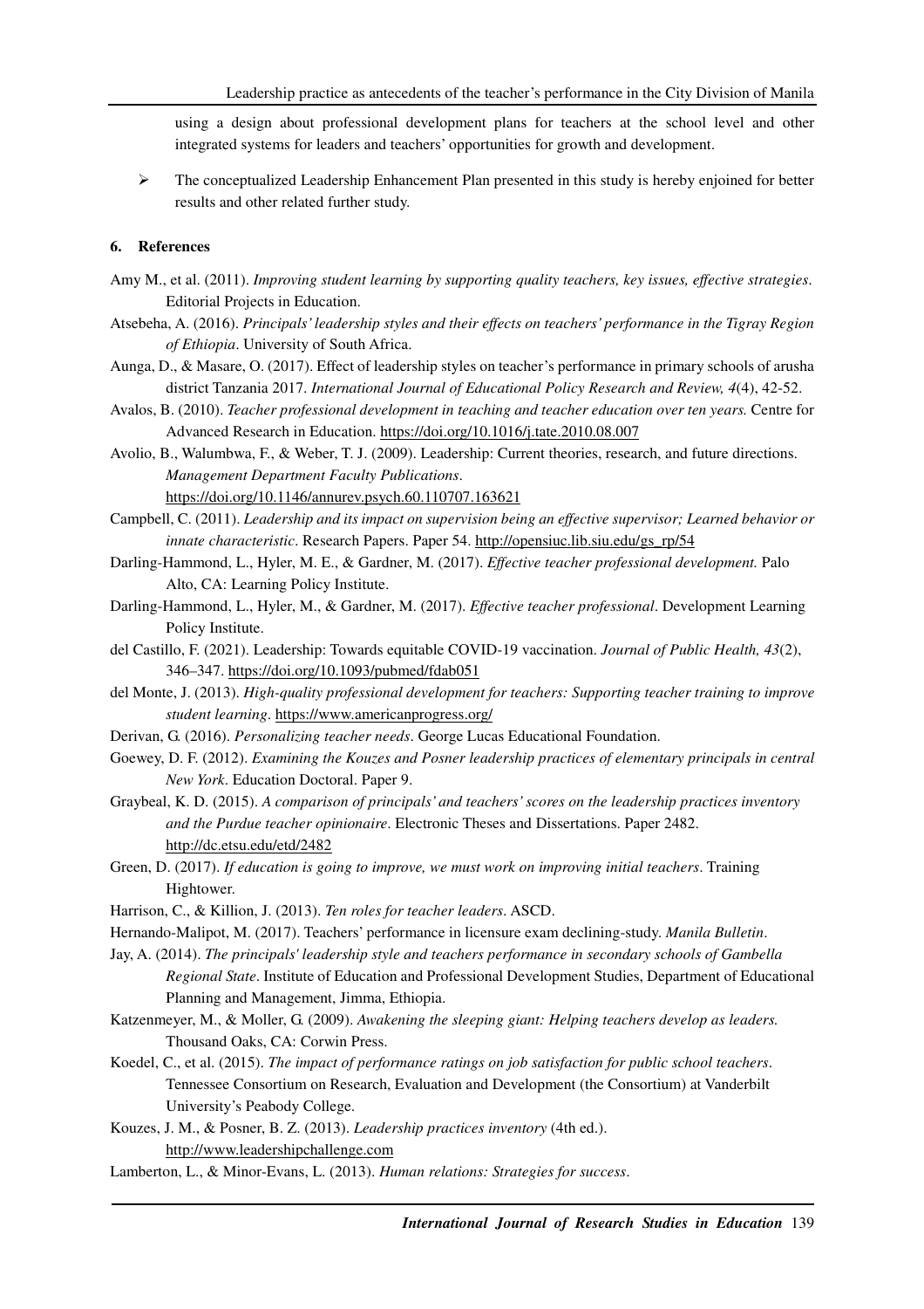using a design about professional development plans for teachers at the school level and other integrated systems for leaders and teachers' opportunities for growth and development.

- The conceptualized Leadership Enhancement Plan presented in this study is hereby enjoined for better results and other related further study.

## 6. References

Amy M., et al. (2011). *Improving student learning by supporting quality teachers, key issues, effective strategies*. Editorial Projects in Education.

Atsebeha, A. (2016). *Principals' leadership styles and their effects on teachers' performance in the Tigray Region of Ethiopia*. University of South Africa.

Aunga, D., & Masare, O. (2017). Effect of leadership styles on teacher's performance in primary schools of arusha district Tanzania 2017. *International Journal of Educational Policy Research and Review, 4*(4), 42-52.

Avalos, B. (2010). *Teacher professional development in teaching and teacher education over ten years.* Centre for Advanced Research in Education. https://doi.org/10.1016/j.tate.2010.08.007

Avolio, B., Walumbwa, F., & Weber, T. J. (2009). Leadership: Current theories, research, and future directions. *Management Department Faculty Publications*. https://doi.org/10.1146/annurev.psych.60.110707.163621

Campbell, C. (2011). *Leadership and its impact on supervision being an effective supervisor; Learned behavior or innate characteristic*. Research Papers. Paper 54. http://opensiuc.lib.siu.edu/gs_rp/54

Darling-Hammond, L., Hyler, M. E., & Gardner, M. (2017). *Effective teacher professional development.* Palo Alto, CA: Learning Policy Institute.

Darling-Hammond, L., Hyler, M., & Gardner, M. (2017). *Effective teacher professional*. Development Learning Policy Institute.

del Castillo, F. (2021). Leadership: Towards equitable COVID-19 vaccination. *Journal of Public Health, 43*(2), 346–347. https://doi.org/10.1093/pubmed/fdab051

del Monte, J. (2013). *High-quality professional development for teachers: Supporting teacher training to improve student learning*. https://www.americanprogress.org/

Derivan, G. (2016). *Personalizing teacher needs*. George Lucas Educational Foundation.

Goewey, D. F. (2012). *Examining the Kouzes and Posner leadership practices of elementary principals in central New York*. Education Doctoral. Paper 9.

Graybeal, K. D. (2015). *A comparison of principals' and teachers' scores on the leadership practices inventory and the Purdue teacher opinionaire*. Electronic Theses and Dissertations. Paper 2482. http://dc.etsu.edu/etd/2482

Green, D. (2017). *If education is going to improve, we must work on improving initial teachers*. Training Hightower.

Harrison, C., & Killion, J. (2013). *Ten roles for teacher leaders*. ASCD.

Hernando-Malipot, M. (2017). Teachers' performance in licensure exam declining-study. *Manila Bulletin*.

Jay, A. (2014). *The principals' leadership style and teachers performance in secondary schools of Gambella Regional State*. Institute of Education and Professional Development Studies, Department of Educational Planning and Management, Jimma, Ethiopia.

Katzenmeyer, M., & Moller, G. (2009). *Awakening the sleeping giant: Helping teachers develop as leaders.* Thousand Oaks, CA: Corwin Press.

Koedel, C., et al. (2015). *The impact of performance ratings on job satisfaction for public school teachers*. Tennessee Consortium on Research, Evaluation and Development (the Consortium) at Vanderbilt University's Peabody College.

Kouzes, J. M., & Posner, B. Z. (2013). *Leadership practices inventory* (4th ed.). http://www.leadershipchallenge.com

Lamberton, L., & Minor-Evans, L. (2013). *Human relations: Strategies for success*.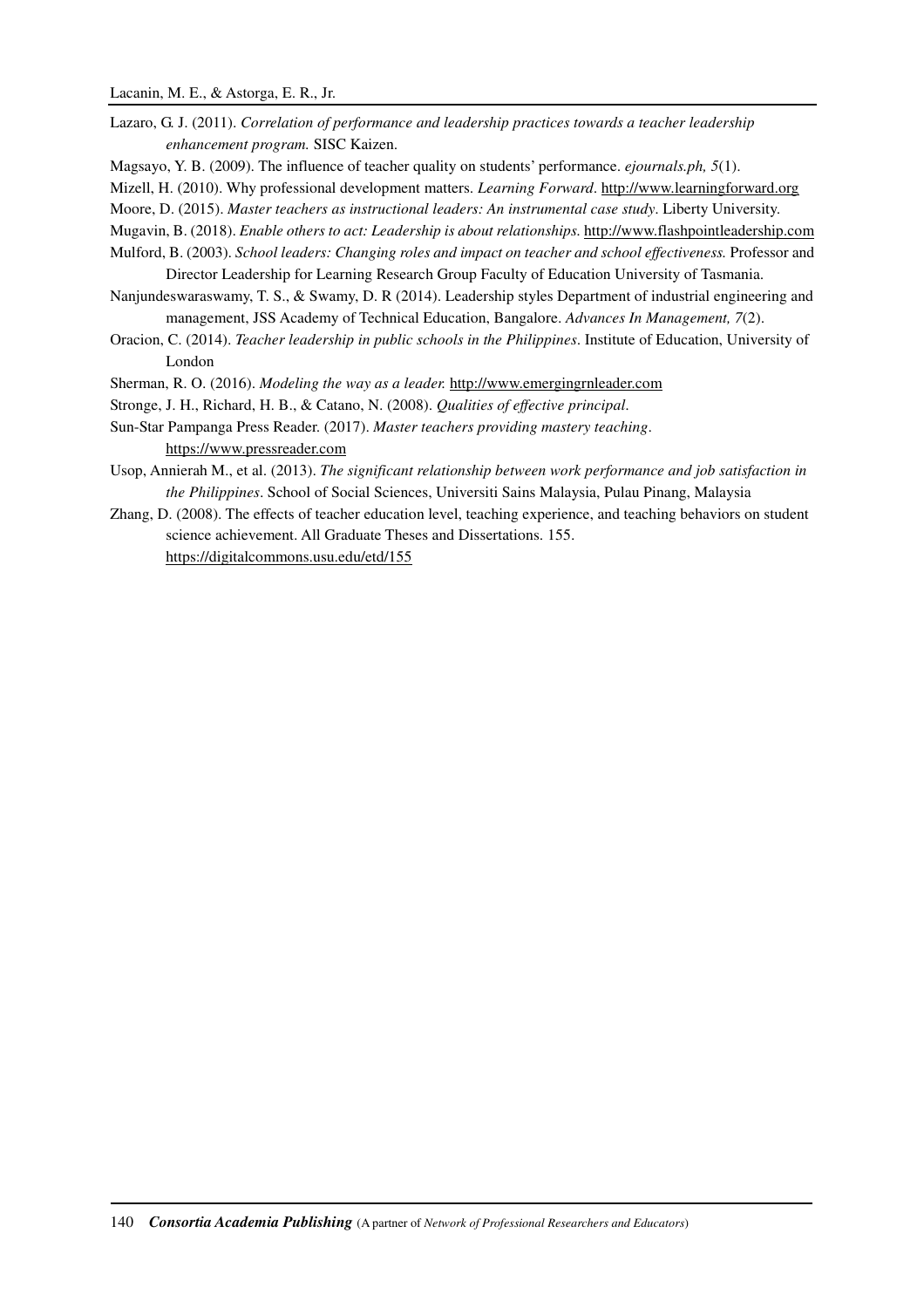Lazaro, G. J. (2011). *Correlation of performance and leadership practices towards a teacher leadership enhancement program.* SISC Kaizen.

Magsayo, Y. B. (2009). The influence of teacher quality on students' performance. *ejournals.ph, 5*(1).

Mizell, H. (2010). Why professional development matters. *Learning Forward*. http://www.learningforward.org

Moore, D. (2015). *Master teachers as instructional leaders: An instrumental case study*. Liberty University.

Mugavin, B. (2018). *Enable others to act: Leadership is about relationships.* http://www.flashpointleadership.com

Mulford, B. (2003). *School leaders: Changing roles and impact on teacher and school effectiveness.* Professor and Director Leadership for Learning Research Group Faculty of Education University of Tasmania.

Nanjundeswaraswamy, T. S., & Swamy, D. R (2014). Leadership styles Department of industrial engineering and management, JSS Academy of Technical Education, Bangalore. *Advances In Management, 7*(2).

Oracion, C. (2014). *Teacher leadership in public schools in the Philippines*. Institute of Education, University of London

Sherman, R. O. (2016). *Modeling the way as a leader.* http://www.emergingrnleader.com

Stronge, J. H., Richard, H. B., & Catano, N. (2008). *Qualities of effective principal*.

Sun-Star Pampanga Press Reader. (2017). *Master teachers providing mastery teaching*. https://www.pressreader.com

Usop, Annierah M., et al. (2013). *The significant relationship between work performance and job satisfaction in the Philippines*. School of Social Sciences, Universiti Sains Malaysia, Pulau Pinang, Malaysia

Zhang, D. (2008). The effects of teacher education level, teaching experience, and teaching behaviors on student science achievement. All Graduate Theses and Dissertations. 155. https://digitalcommons.usu.edu/etd/155